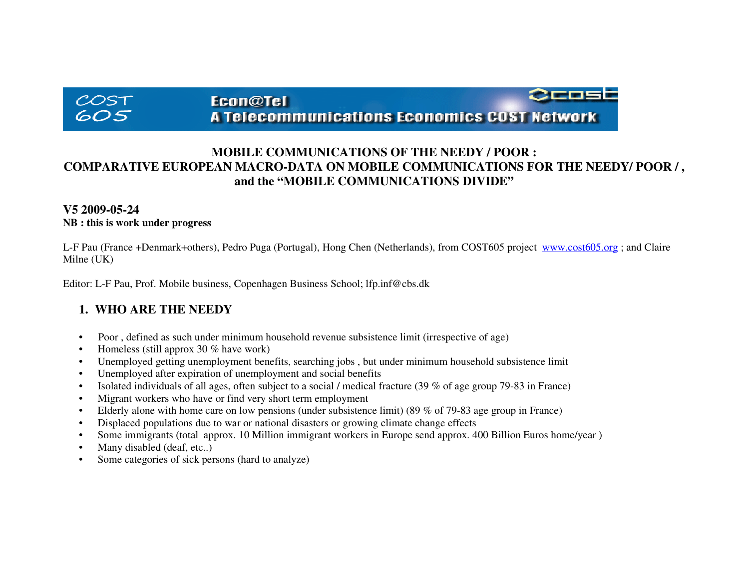COST 605 Econ@Tel A Telecommunications Economics COST Network

# MOBILE COMMUNICATIONS OF THE NEEDY / POOR : COMPARATIVE EUROPEAN MACRO-DATA ON MOBILE COMMUNICATIONS FOR THE NEEDY/ POOR / , and the "MOBILE COMMUNICATIONS DIVIDE"

**V5 2009-05-24**

**NB : this is work under progress**

L-F Pau (France +Denmark+others), Pedro Puga (Portugal), Hong Chen (Netherlands), from COST605 project www.cost605.org ; and Claire Milne (UK)

Editor: L-F Pau, Prof. Mobile business, Copenhagen Business School; lfp.inf@cbs.dk

## 1. WHO ARE THE NEEDY

- Poor , defined as such under minimum household revenue subsistence limit (irrespective of age)
- Homeless (still approx 30 % have work)
- Unemployed getting unemployment benefits, searching jobs , but under minimum household subsistence limit
- Unemployed after expiration of unemployment and social benefits
- Isolated individuals of all ages, often subject to a social / medical fracture (39 % of age group 79-83 in France)
- Migrant workers who have or find very short term employment
- Elderly alone with home care on low pensions (under subsistence limit) (89 % of 79-83 age group in France)
- Displaced populations due to war or national disasters or growing climate change effects
- Some immigrants (total approx. 10 Million immigrant workers in Europe send approx. 400 Billion Euros home/year )
- Many disabled (deaf, etc..)
- Some categories of sick persons (hard to analyze)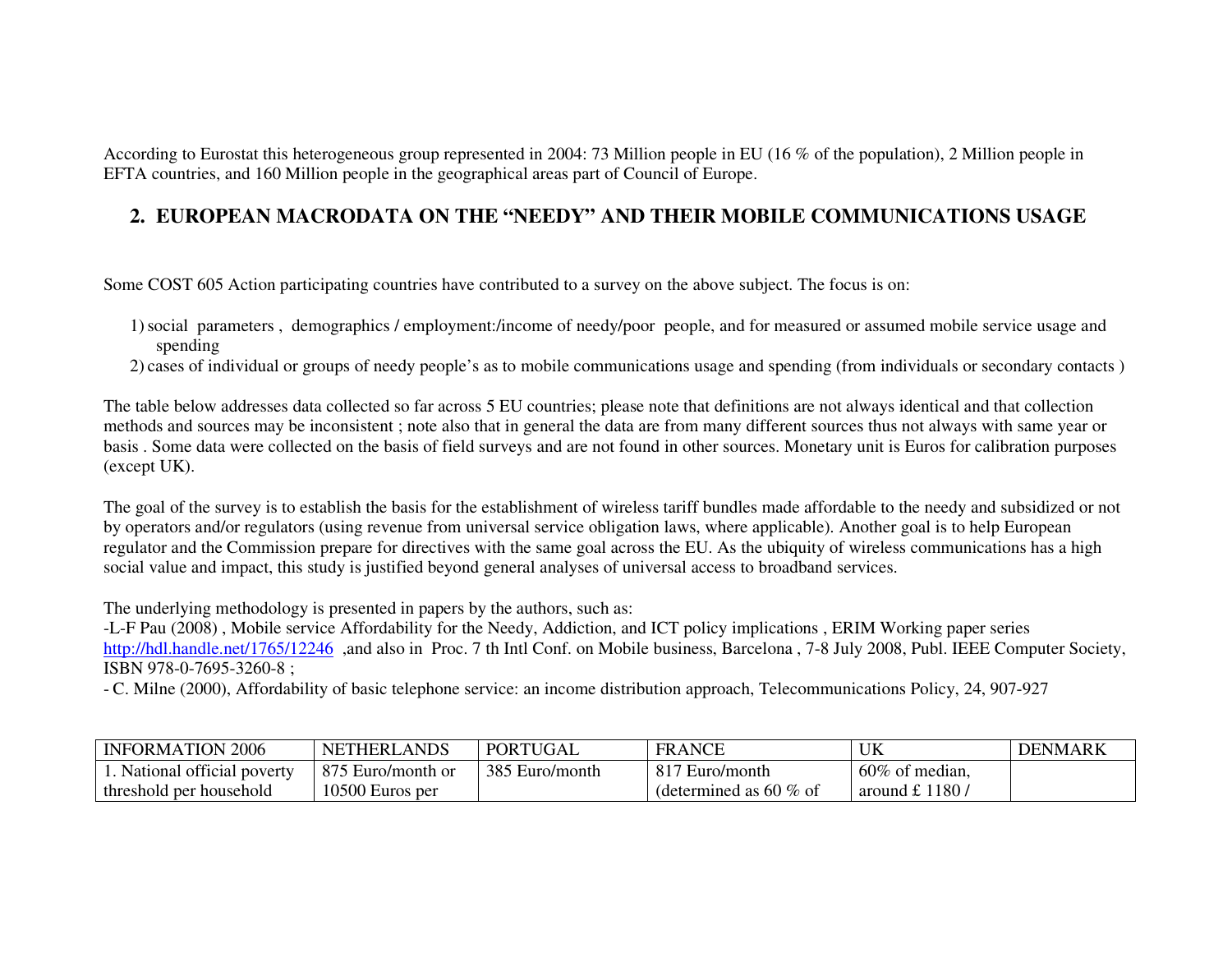According to Eurostat this heterogeneous group represented in 2004: 73 Million people in EU (16 % of the population), 2 Million people in EFTA countries, and 160 Million people in the geographical areas part of Council of Europe.

## 2. EUROPEAN MACRODATA ON THE "NEEDY" AND THEIR MOBILE COMMUNICATIONS USAGE

Some COST 605 Action participating countries have contributed to a survey on the above subject. The focus is on:

1) social parameters , demographics / employment:/income of needy/poor people, and for measured or assumed mobile service usage and spending
2) cases of individual or groups of needy people's as to mobile communications usage and spending (from individuals or secondary contacts )

The table below addresses data collected so far across 5 EU countries; please note that definitions are not always identical and that collection methods and sources may be inconsistent ; note also that in general the data are from many different sources thus not always with same year or basis . Some data were collected on the basis of field surveys and are not found in other sources. Monetary unit is Euros for calibration purposes (except UK).

The goal of the survey is to establish the basis for the establishment of wireless tariff bundles made affordable to the needy and subsidized or not by operators and/or regulators (using revenue from universal service obligation laws, where applicable). Another goal is to help European regulator and the Commission prepare for directives with the same goal across the EU. As the ubiquity of wireless communications has a high social value and impact, this study is justified beyond general analyses of universal access to broadband services.

The underlying methodology is presented in papers by the authors, such as:
-L-F Pau (2008) , Mobile service Affordability for the Needy, Addiction, and ICT policy implications , ERIM Working paper series http://hdl.handle.net/1765/12246 ,and also in Proc. 7 th Intl Conf. on Mobile business, Barcelona , 7-8 July 2008, Publ. IEEE Computer Society, ISBN 978-0-7695-3260-8 ;
- C. Milne (2000), Affordability of basic telephone service: an income distribution approach, Telecommunications Policy, 24, 907-927

| INFORMATION 2006 | NETHERLANDS | PORTUGAL | FRANCE | UK | DENMARK |
|---|---|---|---|---|---|
| 1. National official poverty threshold per household | 875 Euro/month or 10500 Euros per | 385 Euro/month | 817 Euro/month (determined as 60 % of | 60% of median, around £ 1180 / | |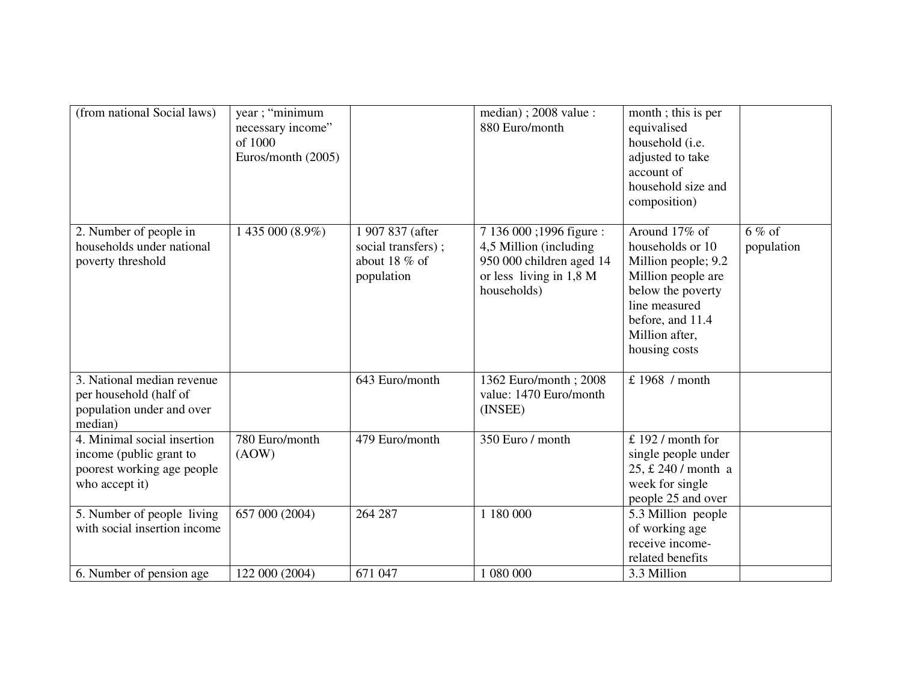| (from national Social laws) | year ; "minimum necessary income" of 1000 Euros/month (2005) | | median) ; 2008 value : 880 Euro/month | month ; this is per equivalised household (i.e. adjusted to take account of household size and composition) | |
|---|---|---|---|---|---|
| 2. Number of people in households under national poverty threshold | 1 435 000 (8.9%) | 1 907 837 (after social transfers) ; about 18 % of population | 7 136 000 ;1996 figure : 4,5 Million (including 950 000 children aged 14 or less living in 1,8 M households) | Around 17% of households or 10 Million people; 9.2 Million people are below the poverty line measured before, and 11.4 Million after, housing costs | 6 % of population |
| 3. National median revenue per household (half of population under and over median) | | 643 Euro/month | 1362 Euro/month ; 2008 value: 1470 Euro/month (INSEE) | £ 1968 / month | |
| 4. Minimal social insertion income (public grant to poorest working age people who accept it) | 780 Euro/month (AOW) | 479 Euro/month | 350 Euro / month | £ 192 / month for single people under 25, £ 240 / month a week for single people 25 and over | |
| 5. Number of people living with social insertion income | 657 000 (2004) | 264 287 | 1 180 000 | 5.3 Million people of working age receive income-related benefits | |
| 6. Number of pension age | 122 000 (2004) | 671 047 | 1 080 000 | 3.3 Million | |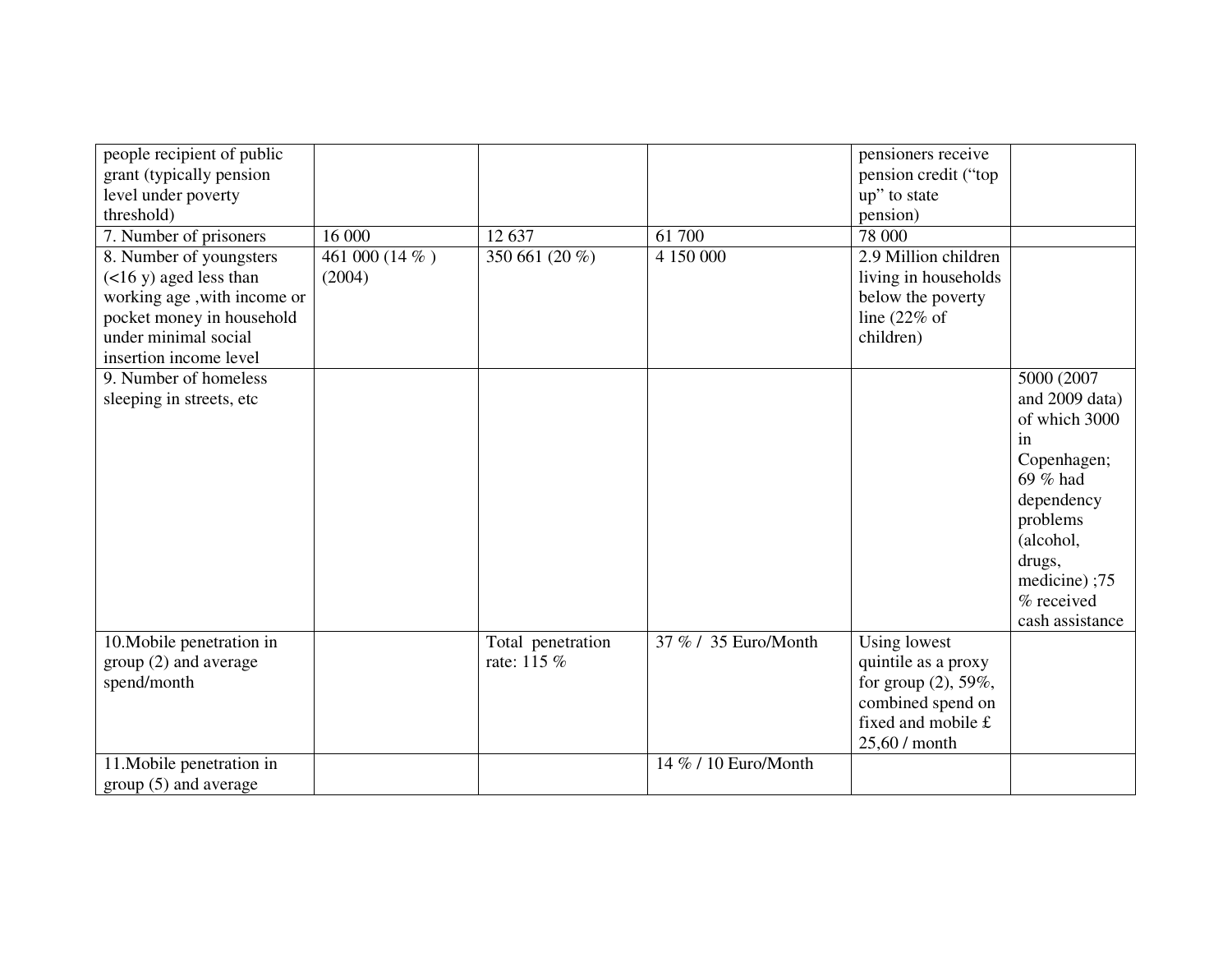| | | | | | |
|---|---|---|---|---|---|
| people recipient of public grant (typically pension level under poverty threshold) | | | | pensioners receive pension credit (“top up” to state pension) | |
| 7. Number of prisoners | 16 000 | 12 637 | 61 700 | 78 000 | |
| 8. Number of youngsters (<16 y) aged less than working age ,with income or pocket money in household under minimal social insertion income level | 461 000 (14 % ) (2004) | 350 661 (20 %) | 4 150 000 | 2.9 Million children living in households below the poverty line (22% of children) | |
| 9. Number of homeless sleeping in streets, etc | | | | | 5000 (2007 and 2009 data) of which 3000 in Copenhagen; 69 % had dependency problems (alcohol, drugs, medicine) ;75 % received cash assistance |
| 10.Mobile penetration in group (2) and average spend/month | | Total penetration rate: 115 % | 37 % / 35 Euro/Month | Using lowest quintile as a proxy for group (2), 59%, combined spend on fixed and mobile £ 25,60 / month | |
| 11.Mobile penetration in group (5) and average | | | 14 % / 10 Euro/Month | | |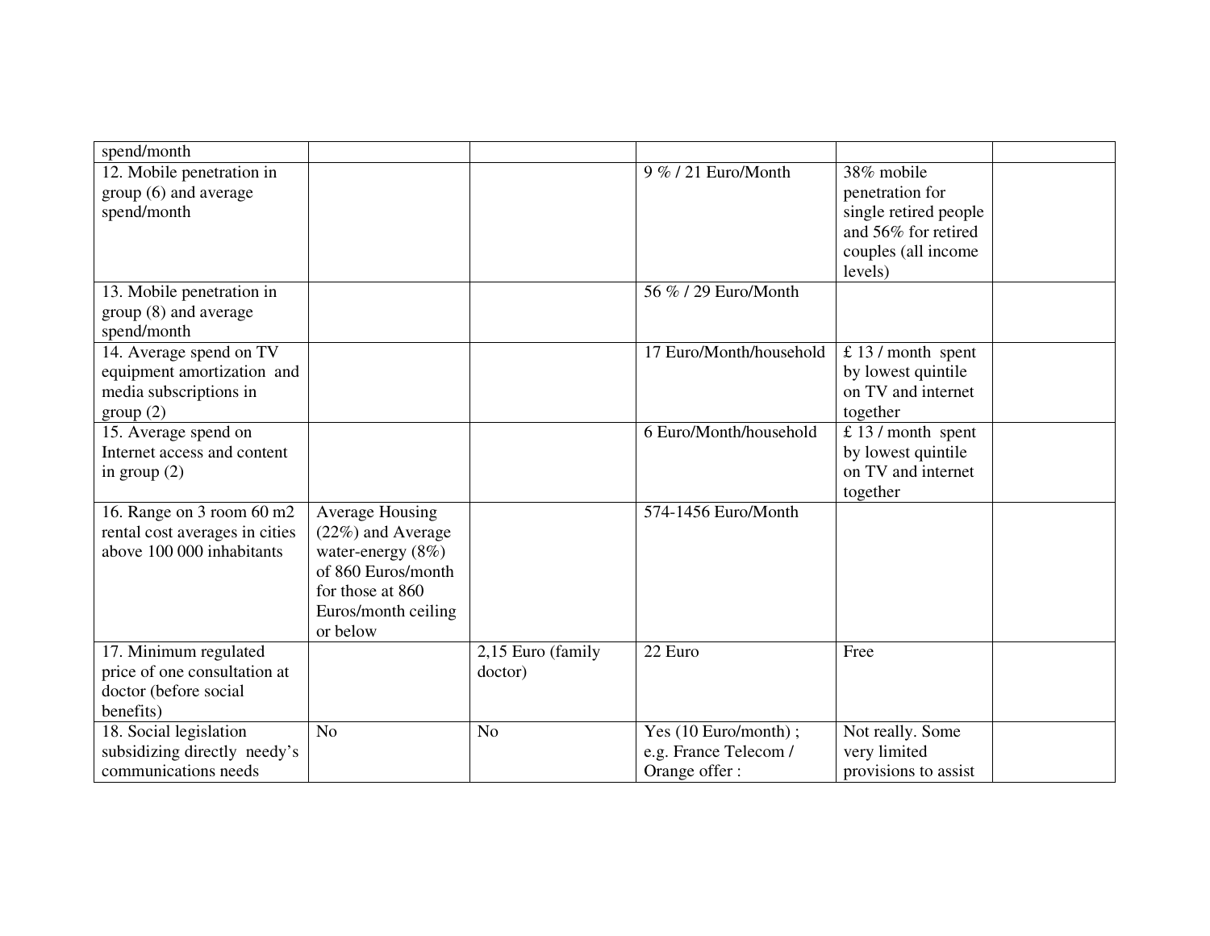| spend/month | | | | | |
|---|---|---|---|---|---|
| 12. Mobile penetration in group (6) and average spend/month | | | 9 % / 21 Euro/Month | 38% mobile penetration for single retired people and 56% for retired couples (all income levels) | |
| 13. Mobile penetration in group (8) and average spend/month | | | 56 % / 29 Euro/Month | | |
| 14. Average spend on TV equipment amortization and media subscriptions in group (2) | | | 17 Euro/Month/household | £ 13 / month spent by lowest quintile on TV and internet together | |
| 15. Average spend on Internet access and content in group (2) | | | 6 Euro/Month/household | £ 13 / month spent by lowest quintile on TV and internet together | |
| 16. Range on 3 room 60 m2 rental cost averages in cities above 100 000 inhabitants | Average Housing (22%) and Average water-energy (8%) of 860 Euros/month for those at 860 Euros/month ceiling or below | | 574-1456 Euro/Month | | |
| 17. Minimum regulated price of one consultation at doctor (before social benefits) | | 2,15 Euro (family doctor) | 22 Euro | Free | |
| 18. Social legislation subsidizing directly needy's communications needs | No | No | Yes (10 Euro/month) ; e.g. France Telecom / Orange offer : | Not really. Some very limited provisions to assist | |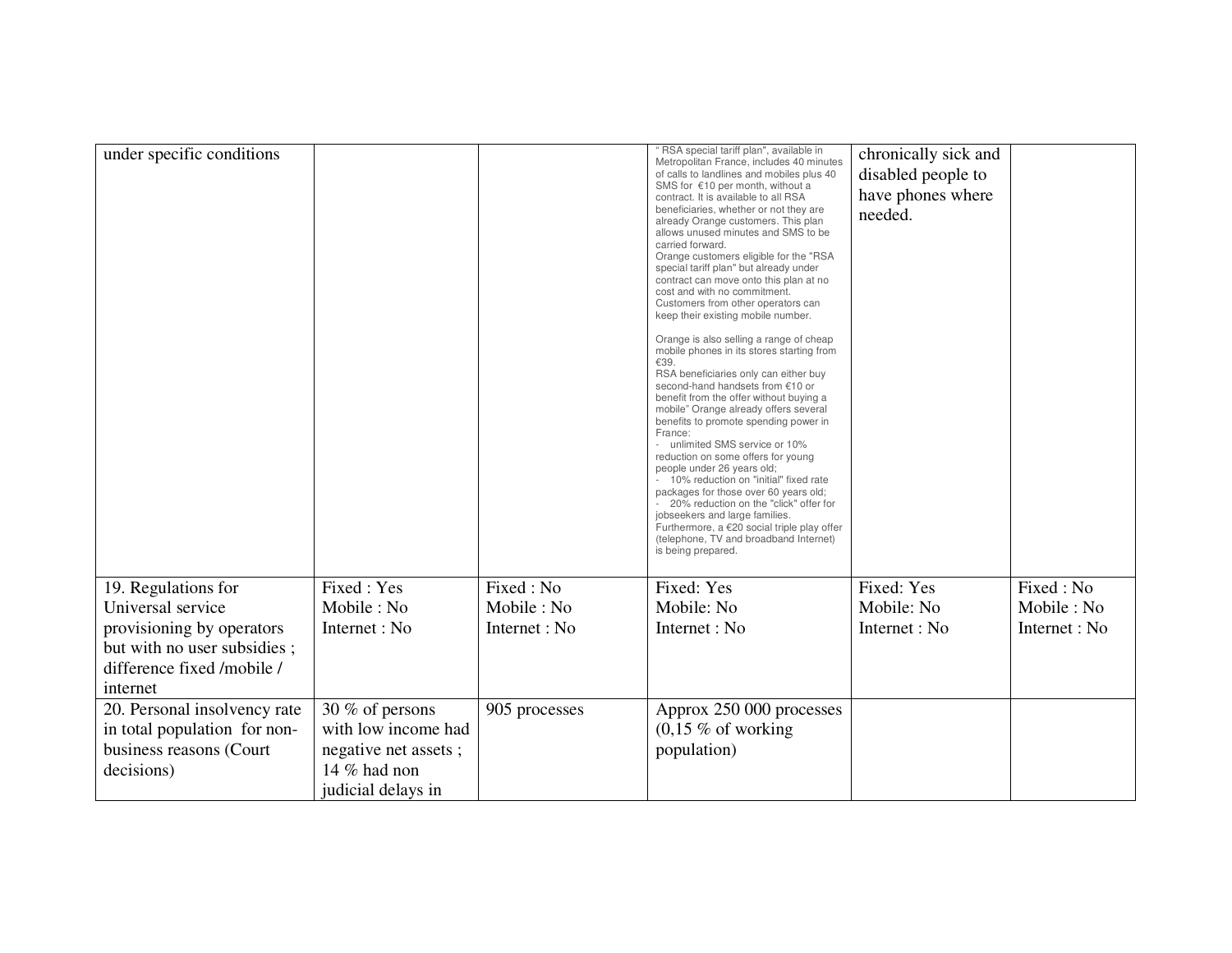| under specific conditions | | | " RSA special tariff plan", available in Metropolitan France, includes 40 minutes of calls to landlines and mobiles plus 40 SMS for €10 per month, without a contract. It is available to all RSA beneficiaries, whether or not they are already Orange customers. This plan allows unused minutes and SMS to be carried forward.<br>Orange customers eligible for the "RSA special tariff plan" but already under contract can move onto this plan at no cost and with no commitment.<br>Customers from other operators can keep their existing mobile number.<br><br>Orange is also selling a range of cheap mobile phones in its stores starting from €39.<br>RSA beneficiaries only can either buy second-hand handsets from €10 or benefit from the offer without buying a mobile" Orange already offers several benefits to promote spending power in France:<br>- unlimited SMS service or 10% reduction on some offers for young people under 26 years old;<br>- 10% reduction on "initial" fixed rate packages for those over 60 years old;<br>- 20% reduction on the "click" offer for jobseekers and large families.<br>Furthermore, a €20 social triple play offer (telephone, TV and broadband Internet) is being prepared. | chronically sick and disabled people to have phones where needed. | |
|---|---|---|---|---|---|
| 19. Regulations for Universal service provisioning by operators but with no user subsidies ; difference fixed /mobile / internet | Fixed : Yes<br>Mobile : No<br>Internet : No | Fixed : No<br>Mobile : No<br>Internet : No | Fixed: Yes<br>Mobile: No<br>Internet : No | Fixed: Yes<br>Mobile: No<br>Internet : No | Fixed : No<br>Mobile : No<br>Internet : No |
| 20. Personal insolvency rate in total population for non-business reasons (Court decisions) | 30 % of persons with low income had negative net assets ; 14 % had non judicial delays in | 905 processes | Approx 250 000 processes (0,15 % of working population) | | |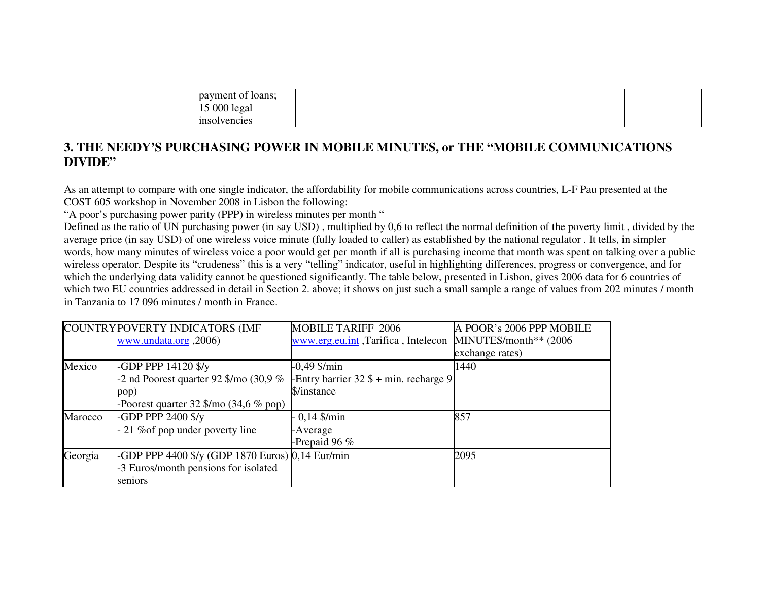| | payment of loans; 15 000 legal insolvencies | | | | |
|---|---|---|---|---|---|

## 3. THE NEEDY'S PURCHASING POWER IN MOBILE MINUTES, or THE "MOBILE COMMUNICATIONS DIVIDE"

As an attempt to compare with one single indicator, the affordability for mobile communications across countries, L-F Pau presented at the COST 605 workshop in November 2008 in Lisbon the following:

"A poor's purchasing power parity (PPP) in wireless minutes per month "

Defined as the ratio of UN purchasing power (in say USD) , multiplied by 0,6 to reflect the normal definition of the poverty limit , divided by the average price (in say USD) of one wireless voice minute (fully loaded to caller) as established by the national regulator . It tells, in simpler words, how many minutes of wireless voice a poor would get per month if all is purchasing income that month was spent on talking over a public wireless operator. Despite its "crudeness" this is a very "telling" indicator, useful in highlighting differences, progress or convergence, and for which the underlying data validity cannot be questioned significantly. The table below, presented in Lisbon, gives 2006 data for 6 countries of which two EU countries addressed in detail in Section 2. above; it shows on just such a small sample a range of values from 202 minutes / month in Tanzania to 17 096 minutes / month in France.

| COUNTRY | POVERTY INDICATORS (IMF www.undata.org ,2006) | MOBILE TARIFF 2006 www.erg.eu.int ,Tarifica , Intelecon | A POOR's 2006 PPP MOBILE MINUTES/month** (2006 exchange rates) |
|---|---|---|---|
| Mexico | -GDP PPP 14120 $/y<br>-2 nd Poorest quarter 92 $/mo (30,9 % pop)<br>-Poorest quarter 32 $/mo (34,6 % pop) | -0,49 $/min<br>-Entry barrier 32 $ + min. recharge 9 $/instance | 1440 |
| Marocco | -GDP PPP 2400 $/y<br>- 21 %of pop under poverty line | - 0,14 $/min<br>-Average<br>-Prepaid 96 % | 857 |
| Georgia | -GDP PPP 4400 $/y (GDP 1870 Euros)<br>-3 Euros/month pensions for isolated seniors | 0,14 Eur/min | 2095 |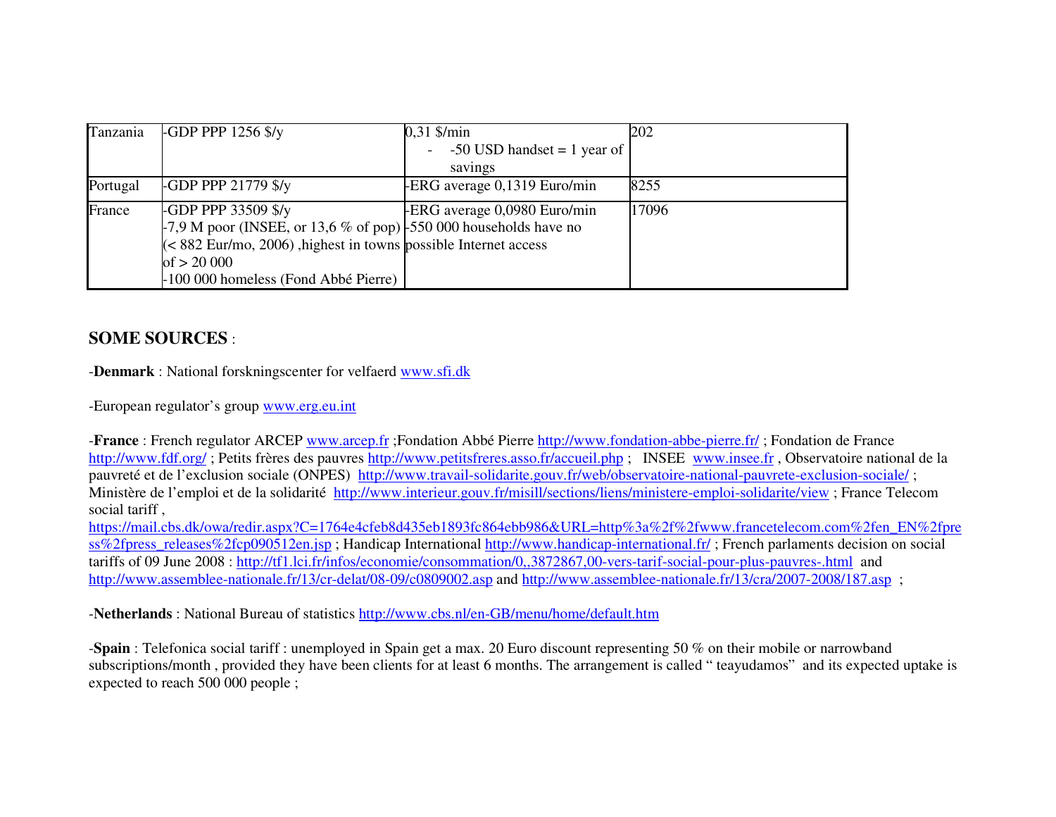| Tanzania | -GDP PPP 1256 $/y | 0,31 $/min<br>- -50 USD handset = 1 year of savings | 202 |
|---|---|---|---|
| Portugal | -GDP PPP 21779 $/y | -ERG average 0,1319 Euro/min | 8255 |
| France | -GDP PPP 33509 $/y<br>-7,9 M poor (INSEE, or 13,6 % of pop) (< 882 Eur/mo, 2006) ,highest in towns of > 20 000<br>-100 000 homeless (Fond Abbé Pierre) | -ERG average 0,0980 Euro/min<br>-550 000 households have no possible Internet access | 17096 |

## SOME SOURCES :

-**Denmark** : National forskningscenter for velfaerd www.sfi.dk

-European regulator's group www.erg.eu.int

-**France** : French regulator ARCEP www.arcep.fr ;Fondation Abbé Pierre http://www.fondation-abbe-pierre.fr/ ; Fondation de France http://www.fdf.org/ ; Petits frères des pauvres http://www.petitsfreres.asso.fr/accueil.php ; INSEE www.insee.fr , Observatoire national de la pauvreté et de l'exclusion sociale (ONPES) http://www.travail-solidarite.gouv.fr/web/observatoire-national-pauvrete-exclusion-sociale/ ; Ministère de l'emploi et de la solidarité http://www.interieur.gouv.fr/misill/sections/liens/ministere-emploi-solidarite/view ; France Telecom social tariff , https://mail.cbs.dk/owa/redir.aspx?C=1764e4cfeb8d435eb1893fc864ebb986&URL=http%3a%2f%2fwww.francetelecom.com%2fen_EN%2fpress%2fpress_releases%2fcp090512en.jsp ; Handicap International http://www.handicap-international.fr/ ; French parlaments decision on social tariffs of 09 June 2008 : http://tf1.lci.fr/infos/economie/consommation/0,,3872867,00-vers-tarif-social-pour-plus-pauvres-.html and http://www.assemblee-nationale.fr/13/cr-delat/08-09/c0809002.asp and http://www.assemblee-nationale.fr/13/cra/2007-2008/187.asp ;

-**Netherlands** : National Bureau of statistics http://www.cbs.nl/en-GB/menu/home/default.htm

-**Spain** : Telefonica social tariff : unemployed in Spain get a max. 20 Euro discount representing 50 % on their mobile or narrowband subscriptions/month , provided they have been clients for at least 6 months. The arrangement is called " teayudamos" and its expected uptake is expected to reach 500 000 people ;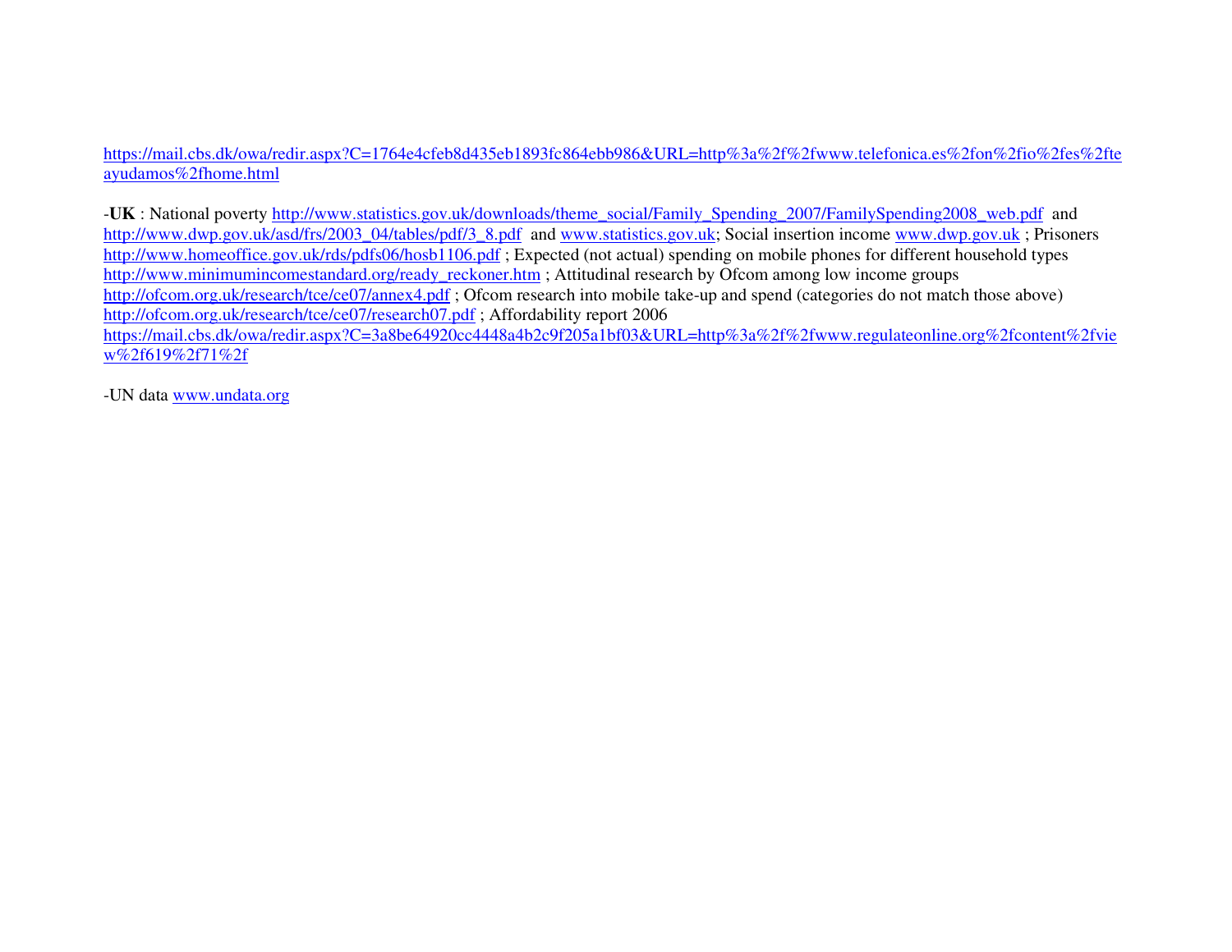https://mail.cbs.dk/owa/redir.aspx?C=1764e4cfeb8d435eb1893fc864ebb986&URL=http%3a%2f%2fwww.telefonica.es%2fon%2fio%2fes%2fteayudamos%2fhome.html

-**UK** : National poverty http://www.statistics.gov.uk/downloads/theme_social/Family_Spending_2007/FamilySpending2008_web.pdf and http://www.dwp.gov.uk/asd/frs/2003_04/tables/pdf/3_8.pdf and www.statistics.gov.uk; Social insertion income www.dwp.gov.uk ; Prisoners http://www.homeoffice.gov.uk/rds/pdfs06/hosb1106.pdf ; Expected (not actual) spending on mobile phones for different household types http://www.minimumincomestandard.org/ready_reckoner.htm ; Attitudinal research by Ofcom among low income groups http://ofcom.org.uk/research/tce/ce07/annex4.pdf ; Ofcom research into mobile take-up and spend (categories do not match those above) http://ofcom.org.uk/research/tce/ce07/research07.pdf ; Affordability report 2006 https://mail.cbs.dk/owa/redir.aspx?C=3a8be64920cc4448a4b2c9f205a1bf03&URL=http%3a%2f%2fwww.regulateonline.org%2fcontent%2fview%2f619%2f71%2f

-UN data www.undata.org